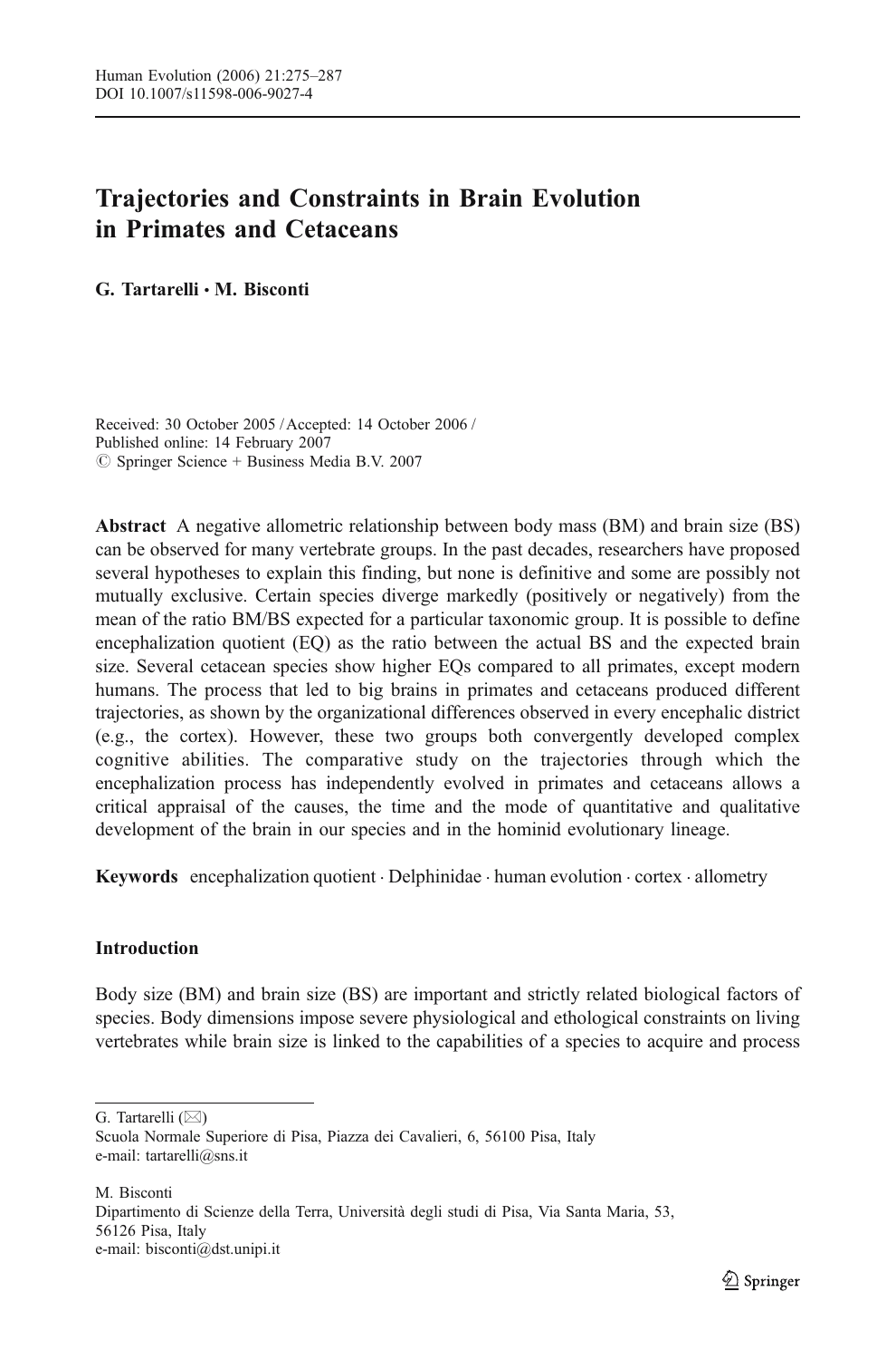# Trajectories and Constraints in Brain Evolution in Primates and Cetaceans

**G. Tartarelli · M. Bisconti**

Received: 30 October 2005 / Accepted: 14 October 2006 /
Published online: 14 February 2007
© Springer Science + Business Media B.V. 2007

**Abstract** A negative allometric relationship between body mass (BM) and brain size (BS) can be observed for many vertebrate groups. In the past decades, researchers have proposed several hypotheses to explain this finding, but none is definitive and some are possibly not mutually exclusive. Certain species diverge markedly (positively or negatively) from the mean of the ratio BM/BS expected for a particular taxonomic group. It is possible to define encephalization quotient (EQ) as the ratio between the actual BS and the expected brain size. Several cetacean species show higher EQs compared to all primates, except modern humans. The process that led to big brains in primates and cetaceans produced different trajectories, as shown by the organizational differences observed in every encephalic district (e.g., the cortex). However, these two groups both convergently developed complex cognitive abilities. The comparative study on the trajectories through which the encephalization process has independently evolved in primates and cetaceans allows a critical appraisal of the causes, the time and the mode of quantitative and qualitative development of the brain in our species and in the hominid evolutionary lineage.

**Keywords** encephalization quotient · Delphinidae · human evolution · cortex · allometry

## Introduction

Body size (BM) and brain size (BS) are important and strictly related biological factors of species. Body dimensions impose severe physiological and ethological constraints on living vertebrates while brain size is linked to the capabilities of a species to acquire and process

---

G. Tartarelli (✉)
Scuola Normale Superiore di Pisa, Piazza dei Cavalieri, 6, 56100 Pisa, Italy
e-mail: tartarelli@sns.it

M. Bisconti
Dipartimento di Scienze della Terra, Università degli studi di Pisa, Via Santa Maria, 53, 56126 Pisa, Italy
e-mail: bisconti@dst.unipi.it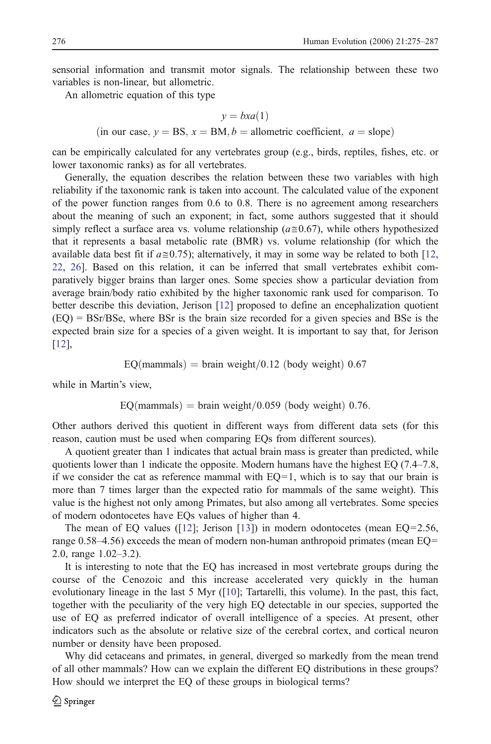sensorial information and transmit motor signals. The relationship between these two variables is non-linear, but allometric.

An allometric equation of this type

$$y = bxa(1)$$

(in our case, $y = \mathrm{BS}$, $x = \mathrm{BM}$, $b =$ allometric coefficient, $a =$ slope)

can be empirically calculated for any vertebrates group (e.g., birds, reptiles, fishes, etc. or lower taxonomic ranks) as for all vertebrates.

Generally, the equation describes the relation between these two variables with high reliability if the taxonomic rank is taken into account. The calculated value of the exponent of the power function ranges from 0.6 to 0.8. There is no agreement among researchers about the meaning of such an exponent; in fact, some authors suggested that it should simply reflect a surface area vs. volume relationship ($a \cong 0.67$), while others hypothesized that it represents a basal metabolic rate (BMR) vs. volume relationship (for which the available data best fit if $a \cong 0.75$); alternatively, it may in some way be related to both [12, 22, 26]. Based on this relation, it can be inferred that small vertebrates exhibit comparatively bigger brains than larger ones. Some species show a particular deviation from average brain/body ratio exhibited by the higher taxonomic rank used for comparison. To better describe this deviation, Jerison [12] proposed to define an encephalization quotient (EQ) = BSr/BSe, where BSr is the brain size recorded for a given species and BSe is the expected brain size for a species of a given weight. It is important to say that, for Jerison [12],

$$\mathrm{EQ(mammals)} = \text{brain weight}/0.12\ (\text{body weight})\ 0.67$$

while in Martin's view,

$$\mathrm{EQ(mammals)} = \text{brain weight}/0.059\ (\text{body weight})\ 0.76.$$

Other authors derived this quotient in different ways from different data sets (for this reason, caution must be used when comparing EQs from different sources).

A quotient greater than 1 indicates that actual brain mass is greater than predicted, while quotients lower than 1 indicate the opposite. Modern humans have the highest EQ (7.4–7.8, if we consider the cat as reference mammal with EQ=1, which is to say that our brain is more than 7 times larger than the expected ratio for mammals of the same weight). This value is the highest not only among Primates, but also among all vertebrates. Some species of modern odontocetes have EQs values of higher than 4.

The mean of EQ values ([12]; Jerison [13]) in modern odontocetes (mean EQ=2.56, range 0.58–4.56) exceeds the mean of modern non-human anthropoid primates (mean EQ= 2.0, range 1.02–3.2).

It is interesting to note that the EQ has increased in most vertebrate groups during the course of the Cenozoic and this increase accelerated very quickly in the human evolutionary lineage in the last 5 Myr ([10]; Tartarelli, this volume). In the past, this fact, together with the peculiarity of the very high EQ detectable in our species, supported the use of EQ as preferred indicator of overall intelligence of a species. At present, other indicators such as the absolute or relative size of the cerebral cortex, and cortical neuron number or density have been proposed.

Why did cetaceans and primates, in general, diverged so markedly from the mean trend of all other mammals? How can we explain the different EQ distributions in these groups? How should we interpret the EQ of these groups in biological terms?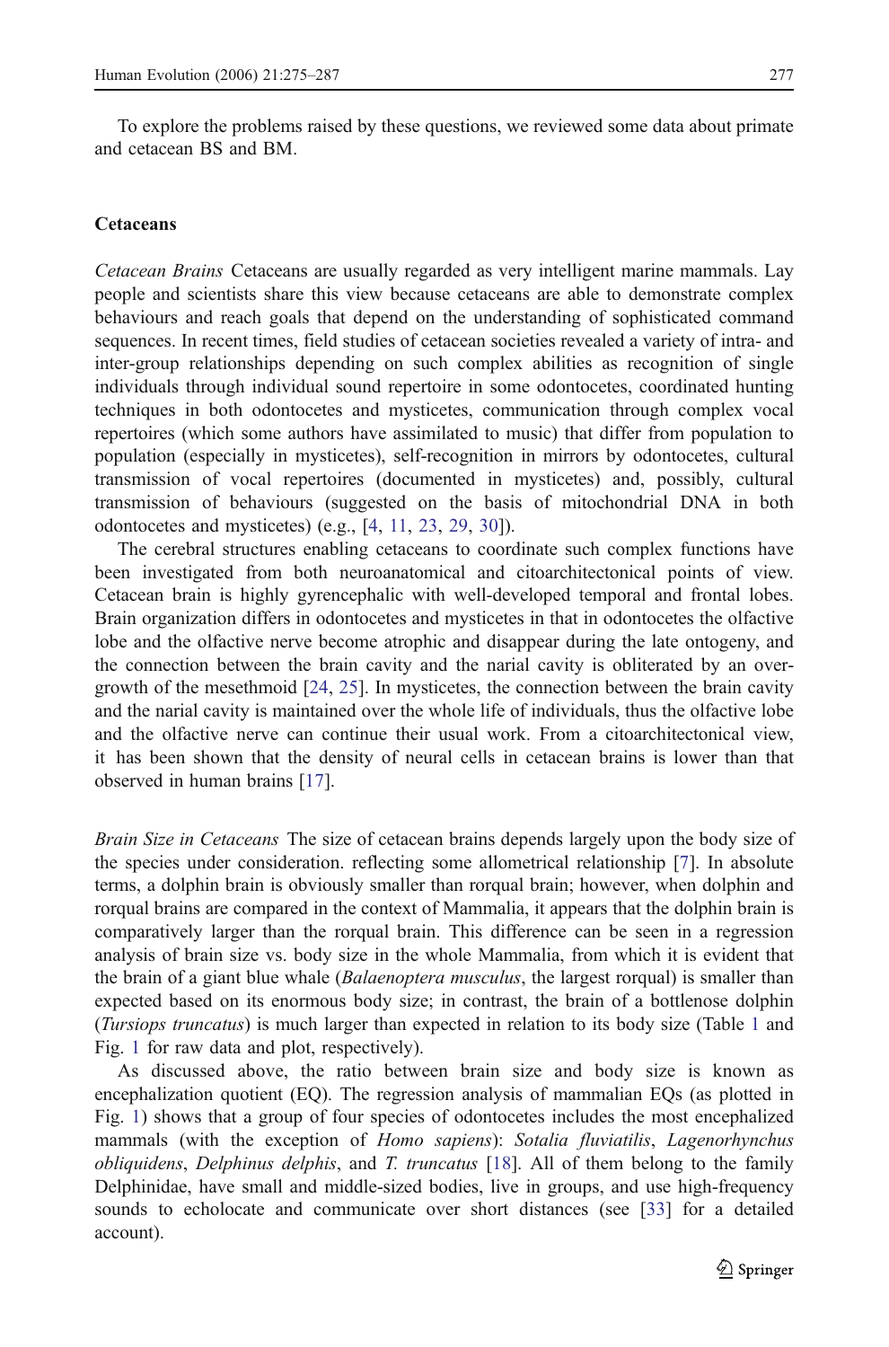To explore the problems raised by these questions, we reviewed some data about primate and cetacean BS and BM.

## Cetaceans

*Cetacean Brains* Cetaceans are usually regarded as very intelligent marine mammals. Lay people and scientists share this view because cetaceans are able to demonstrate complex behaviours and reach goals that depend on the understanding of sophisticated command sequences. In recent times, field studies of cetacean societies revealed a variety of intra- and inter-group relationships depending on such complex abilities as recognition of single individuals through individual sound repertoire in some odontocetes, coordinated hunting techniques in both odontocetes and mysticetes, communication through complex vocal repertoires (which some authors have assimilated to music) that differ from population to population (especially in mysticetes), self-recognition in mirrors by odontocetes, cultural transmission of vocal repertoires (documented in mysticetes) and, possibly, cultural transmission of behaviours (suggested on the basis of mitochondrial DNA in both odontocetes and mysticetes) (e.g., [4, 11, 23, 29, 30]).

The cerebral structures enabling cetaceans to coordinate such complex functions have been investigated from both neuroanatomical and citoarchitectonical points of view. Cetacean brain is highly gyrencephalic with well-developed temporal and frontal lobes. Brain organization differs in odontocetes and mysticetes in that in odontocetes the olfactive lobe and the olfactive nerve become atrophic and disappear during the late ontogeny, and the connection between the brain cavity and the narial cavity is obliterated by an overgrowth of the mesethmoid [24, 25]. In mysticetes, the connection between the brain cavity and the narial cavity is maintained over the whole life of individuals, thus the olfactive lobe and the olfactive nerve can continue their usual work. From a citoarchitectonical view, it has been shown that the density of neural cells in cetacean brains is lower than that observed in human brains [17].

*Brain Size in Cetaceans* The size of cetacean brains depends largely upon the body size of the species under consideration. reflecting some allometrical relationship [7]. In absolute terms, a dolphin brain is obviously smaller than rorqual brain; however, when dolphin and rorqual brains are compared in the context of Mammalia, it appears that the dolphin brain is comparatively larger than the rorqual brain. This difference can be seen in a regression analysis of brain size vs. body size in the whole Mammalia, from which it is evident that the brain of a giant blue whale (*Balaenoptera musculus*, the largest rorqual) is smaller than expected based on its enormous body size; in contrast, the brain of a bottlenose dolphin (*Tursiops truncatus*) is much larger than expected in relation to its body size (Table 1 and Fig. 1 for raw data and plot, respectively).

As discussed above, the ratio between brain size and body size is known as encephalization quotient (EQ). The regression analysis of mammalian EQs (as plotted in Fig. 1) shows that a group of four species of odontocetes includes the most encephalized mammals (with the exception of *Homo sapiens*): *Sotalia fluviatilis*, *Lagenorhynchus obliquidens*, *Delphinus delphis*, and *T. truncatus* [18]. All of them belong to the family Delphinidae, have small and middle-sized bodies, live in groups, and use high-frequency sounds to echolocate and communicate over short distances (see [33] for a detailed account).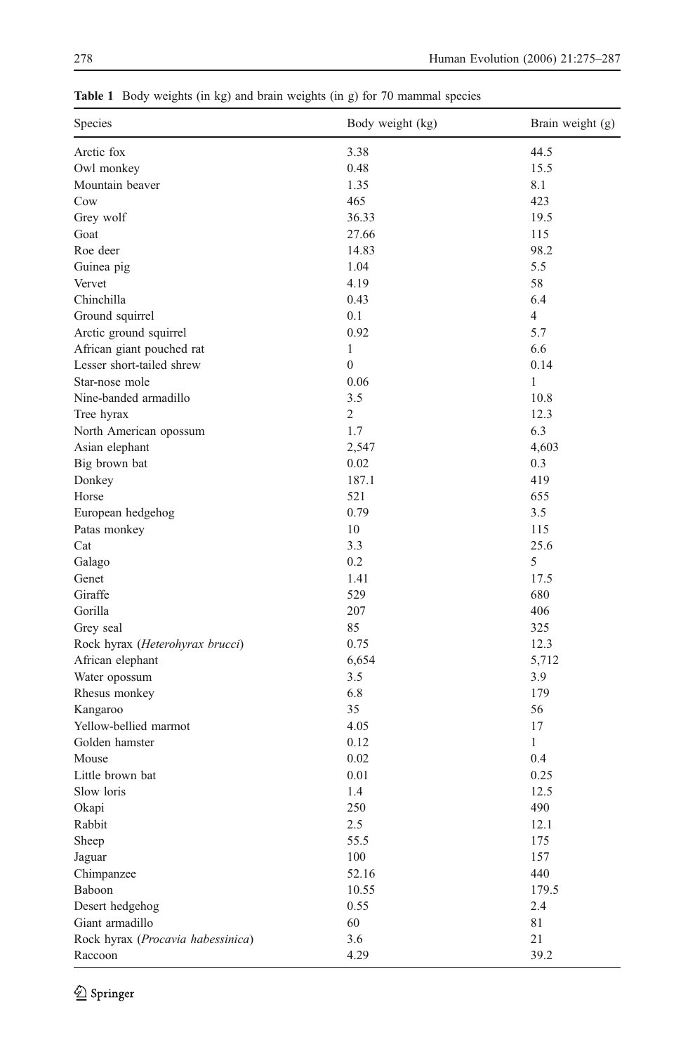**Table 1** Body weights (in kg) and brain weights (in g) for 70 mammal species

| Species | Body weight (kg) | Brain weight (g) |
|---|---|---|
| Arctic fox | 3.38 | 44.5 |
| Owl monkey | 0.48 | 15.5 |
| Mountain beaver | 1.35 | 8.1 |
| Cow | 465 | 423 |
| Grey wolf | 36.33 | 19.5 |
| Goat | 27.66 | 115 |
| Roe deer | 14.83 | 98.2 |
| Guinea pig | 1.04 | 5.5 |
| Vervet | 4.19 | 58 |
| Chinchilla | 0.43 | 6.4 |
| Ground squirrel | 0.1 | 4 |
| Arctic ground squirrel | 0.92 | 5.7 |
| African giant pouched rat | 1 | 6.6 |
| Lesser short-tailed shrew | 0 | 0.14 |
| Star-nose mole | 0.06 | 1 |
| Nine-banded armadillo | 3.5 | 10.8 |
| Tree hyrax | 2 | 12.3 |
| North American opossum | 1.7 | 6.3 |
| Asian elephant | 2,547 | 4,603 |
| Big brown bat | 0.02 | 0.3 |
| Donkey | 187.1 | 419 |
| Horse | 521 | 655 |
| European hedgehog | 0.79 | 3.5 |
| Patas monkey | 10 | 115 |
| Cat | 3.3 | 25.6 |
| Galago | 0.2 | 5 |
| Genet | 1.41 | 17.5 |
| Giraffe | 529 | 680 |
| Gorilla | 207 | 406 |
| Grey seal | 85 | 325 |
| Rock hyrax (*Heterohyrax brucci*) | 0.75 | 12.3 |
| African elephant | 6,654 | 5,712 |
| Water opossum | 3.5 | 3.9 |
| Rhesus monkey | 6.8 | 179 |
| Kangaroo | 35 | 56 |
| Yellow-bellied marmot | 4.05 | 17 |
| Golden hamster | 0.12 | 1 |
| Mouse | 0.02 | 0.4 |
| Little brown bat | 0.01 | 0.25 |
| Slow loris | 1.4 | 12.5 |
| Okapi | 250 | 490 |
| Rabbit | 2.5 | 12.1 |
| Sheep | 55.5 | 175 |
| Jaguar | 100 | 157 |
| Chimpanzee | 52.16 | 440 |
| Baboon | 10.55 | 179.5 |
| Desert hedgehog | 0.55 | 2.4 |
| Giant armadillo | 60 | 81 |
| Rock hyrax (*Procavia habessinica*) | 3.6 | 21 |
| Raccoon | 4.29 | 39.2 |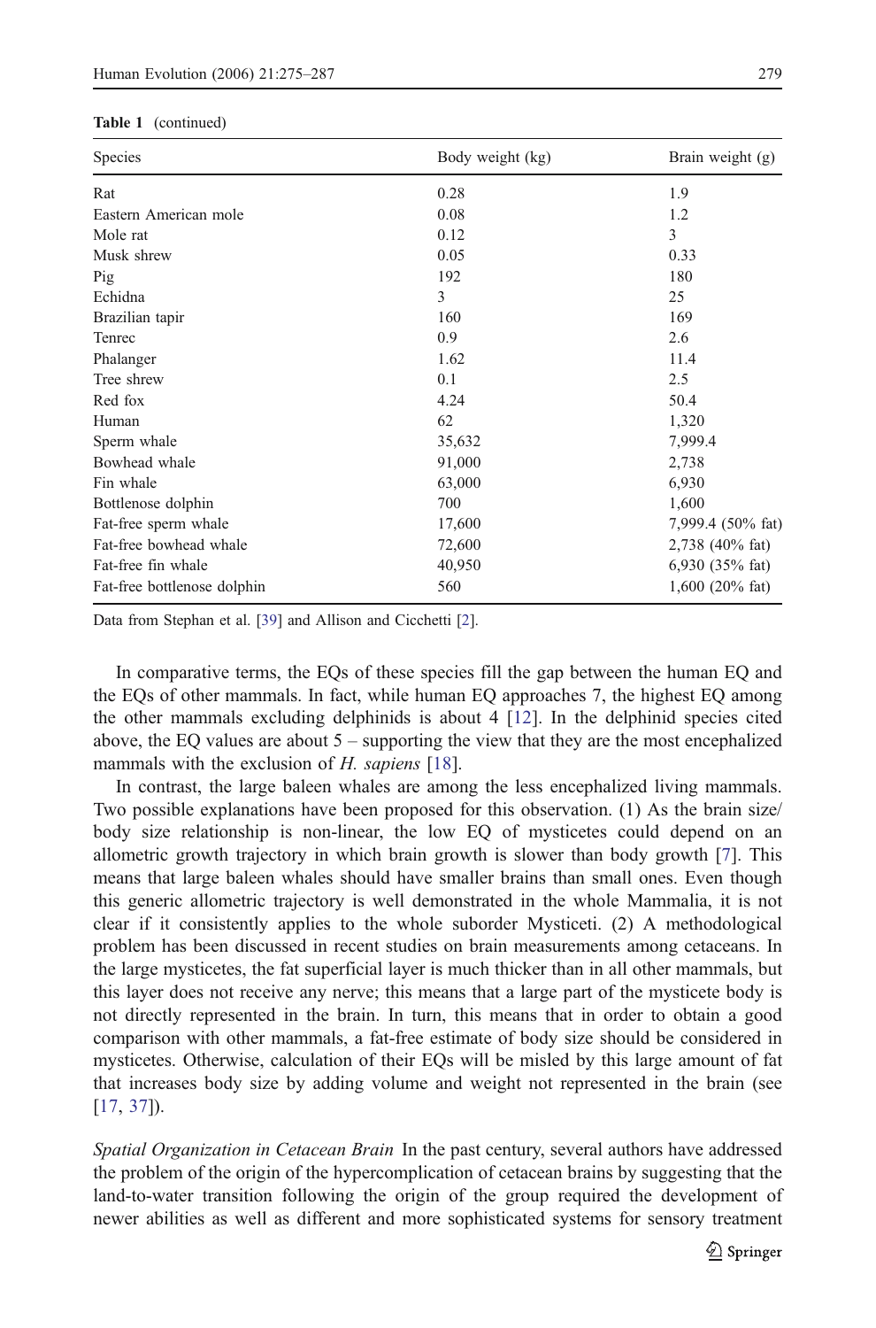**Table 1** (continued)

| Species | Body weight (kg) | Brain weight (g) |
|---|---|---|
| Rat | 0.28 | 1.9 |
| Eastern American mole | 0.08 | 1.2 |
| Mole rat | 0.12 | 3 |
| Musk shrew | 0.05 | 0.33 |
| Pig | 192 | 180 |
| Echidna | 3 | 25 |
| Brazilian tapir | 160 | 169 |
| Tenrec | 0.9 | 2.6 |
| Phalanger | 1.62 | 11.4 |
| Tree shrew | 0.1 | 2.5 |
| Red fox | 4.24 | 50.4 |
| Human | 62 | 1,320 |
| Sperm whale | 35,632 | 7,999.4 |
| Bowhead whale | 91,000 | 2,738 |
| Fin whale | 63,000 | 6,930 |
| Bottlenose dolphin | 700 | 1,600 |
| Fat-free sperm whale | 17,600 | 7,999.4 (50% fat) |
| Fat-free bowhead whale | 72,600 | 2,738 (40% fat) |
| Fat-free fin whale | 40,950 | 6,930 (35% fat) |
| Fat-free bottlenose dolphin | 560 | 1,600 (20% fat) |

Data from Stephan et al. [39] and Allison and Cicchetti [2].

In comparative terms, the EQs of these species fill the gap between the human EQ and the EQs of other mammals. In fact, while human EQ approaches 7, the highest EQ among the other mammals excluding delphinids is about 4 [12]. In the delphinid species cited above, the EQ values are about 5 – supporting the view that they are the most encephalized mammals with the exclusion of *H. sapiens* [18].

In contrast, the large baleen whales are among the less encephalized living mammals. Two possible explanations have been proposed for this observation. (1) As the brain size/body size relationship is non-linear, the low EQ of mysticetes could depend on an allometric growth trajectory in which brain growth is slower than body growth [7]. This means that large baleen whales should have smaller brains than small ones. Even though this generic allometric trajectory is well demonstrated in the whole Mammalia, it is not clear if it consistently applies to the whole suborder Mysticeti. (2) A methodological problem has been discussed in recent studies on brain measurements among cetaceans. In the large mysticetes, the fat superficial layer is much thicker than in all other mammals, but this layer does not receive any nerve; this means that a large part of the mysticete body is not directly represented in the brain. In turn, this means that in order to obtain a good comparison with other mammals, a fat-free estimate of body size should be considered in mysticetes. Otherwise, calculation of their EQs will be misled by this large amount of fat that increases body size by adding volume and weight not represented in the brain (see [17, 37]).

*Spatial Organization in Cetacean Brain* In the past century, several authors have addressed the problem of the origin of the hypercomplication of cetacean brains by suggesting that the land-to-water transition following the origin of the group required the development of newer abilities as well as different and more sophisticated systems for sensory treatment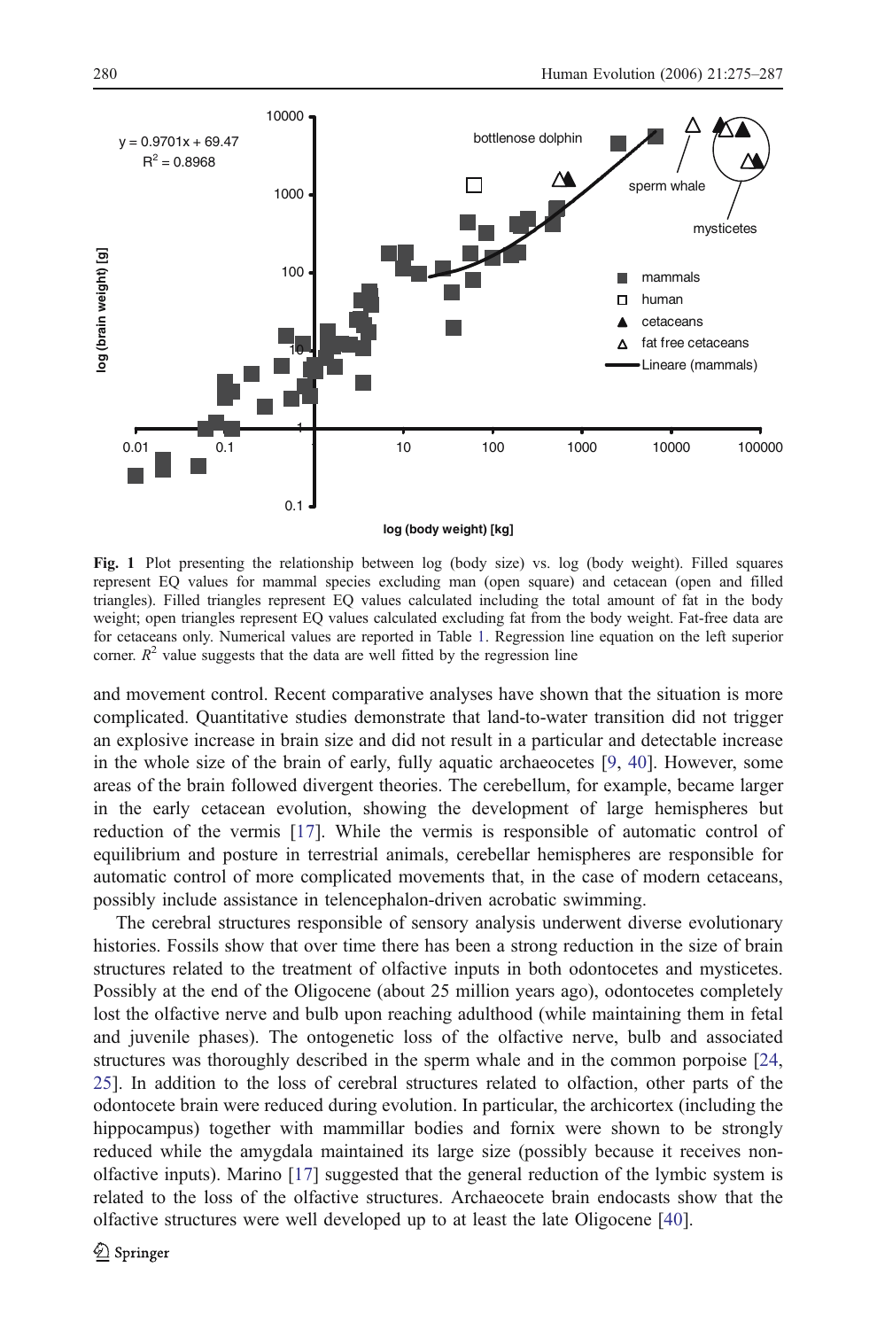**Fig. 1** Plot presenting the relationship between log (body size) vs. log (body weight). Filled squares represent EQ values for mammal species excluding man (open square) and cetacean (open and filled triangles). Filled triangles represent EQ values calculated including the total amount of fat in the body weight; open triangles represent EQ values calculated excluding fat from the body weight. Fat-free data are for cetaceans only. Numerical values are reported in Table 1. Regression line equation on the left superior corner. $R^2$ value suggests that the data are well fitted by the regression line

and movement control. Recent comparative analyses have shown that the situation is more complicated. Quantitative studies demonstrate that land-to-water transition did not trigger an explosive increase in brain size and did not result in a particular and detectable increase in the whole size of the brain of early, fully aquatic archaeocetes [9, 40]. However, some areas of the brain followed divergent theories. The cerebellum, for example, became larger in the early cetacean evolution, showing the development of large hemispheres but reduction of the vermis [17]. While the vermis is responsible of automatic control of equilibrium and posture in terrestrial animals, cerebellar hemispheres are responsible for automatic control of more complicated movements that, in the case of modern cetaceans, possibly include assistance in telencephalon-driven acrobatic swimming.

The cerebral structures responsible of sensory analysis underwent diverse evolutionary histories. Fossils show that over time there has been a strong reduction in the size of brain structures related to the treatment of olfactive inputs in both odontocetes and mysticetes. Possibly at the end of the Oligocene (about 25 million years ago), odontocetes completely lost the olfactive nerve and bulb upon reaching adulthood (while maintaining them in fetal and juvenile phases). The ontogenetic loss of the olfactive nerve, bulb and associated structures was thoroughly described in the sperm whale and in the common porpoise [24, 25]. In addition to the loss of cerebral structures related to olfaction, other parts of the odontocete brain were reduced during evolution. In particular, the archicortex (including the hippocampus) together with mammillar bodies and fornix were shown to be strongly reduced while the amygdala maintained its large size (possibly because it receives non-olfactive inputs). Marino [17] suggested that the general reduction of the lymbic system is related to the loss of the olfactive structures. Archaeocete brain endocasts show that the olfactive structures were well developed up to at least the late Oligocene [40].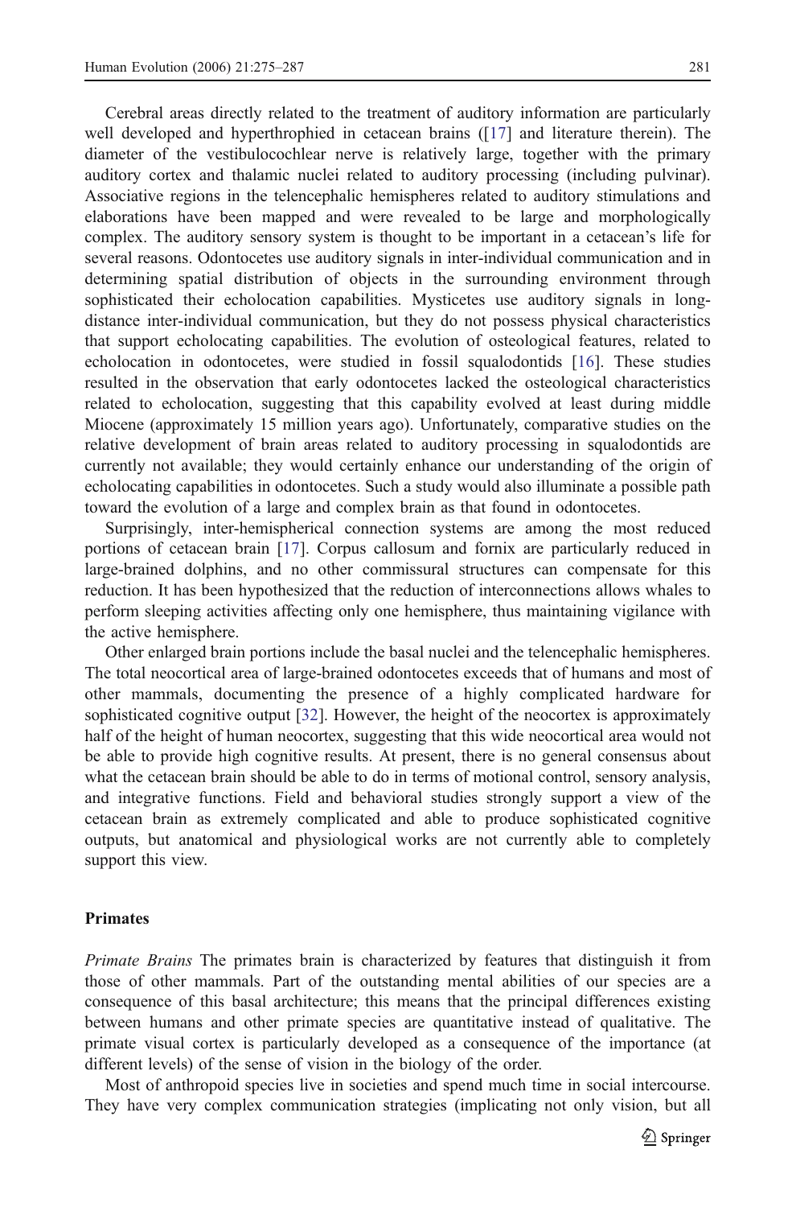Cerebral areas directly related to the treatment of auditory information are particularly well developed and hyperthrophied in cetacean brains ([17] and literature therein). The diameter of the vestibulocochlear nerve is relatively large, together with the primary auditory cortex and thalamic nuclei related to auditory processing (including pulvinar). Associative regions in the telencephalic hemispheres related to auditory stimulations and elaborations have been mapped and were revealed to be large and morphologically complex. The auditory sensory system is thought to be important in a cetacean's life for several reasons. Odontocetes use auditory signals in inter-individual communication and in determining spatial distribution of objects in the surrounding environment through sophisticated their echolocation capabilities. Mysticetes use auditory signals in long-distance inter-individual communication, but they do not possess physical characteristics that support echolocating capabilities. The evolution of osteological features, related to echolocation in odontocetes, were studied in fossil squalodontids [16]. These studies resulted in the observation that early odontocetes lacked the osteological characteristics related to echolocation, suggesting that this capability evolved at least during middle Miocene (approximately 15 million years ago). Unfortunately, comparative studies on the relative development of brain areas related to auditory processing in squalodontids are currently not available; they would certainly enhance our understanding of the origin of echolocating capabilities in odontocetes. Such a study would also illuminate a possible path toward the evolution of a large and complex brain as that found in odontocetes.

Surprisingly, inter-hemispherical connection systems are among the most reduced portions of cetacean brain [17]. Corpus callosum and fornix are particularly reduced in large-brained dolphins, and no other commissural structures can compensate for this reduction. It has been hypothesized that the reduction of interconnections allows whales to perform sleeping activities affecting only one hemisphere, thus maintaining vigilance with the active hemisphere.

Other enlarged brain portions include the basal nuclei and the telencephalic hemispheres. The total neocortical area of large-brained odontocetes exceeds that of humans and most of other mammals, documenting the presence of a highly complicated hardware for sophisticated cognitive output [32]. However, the height of the neocortex is approximately half of the height of human neocortex, suggesting that this wide neocortical area would not be able to provide high cognitive results. At present, there is no general consensus about what the cetacean brain should be able to do in terms of motional control, sensory analysis, and integrative functions. Field and behavioral studies strongly support a view of the cetacean brain as extremely complicated and able to produce sophisticated cognitive outputs, but anatomical and physiological works are not currently able to completely support this view.

## Primates

*Primate Brains* The primates brain is characterized by features that distinguish it from those of other mammals. Part of the outstanding mental abilities of our species are a consequence of this basal architecture; this means that the principal differences existing between humans and other primate species are quantitative instead of qualitative. The primate visual cortex is particularly developed as a consequence of the importance (at different levels) of the sense of vision in the biology of the order.

Most of anthropoid species live in societies and spend much time in social intercourse. They have very complex communication strategies (implicating not only vision, but all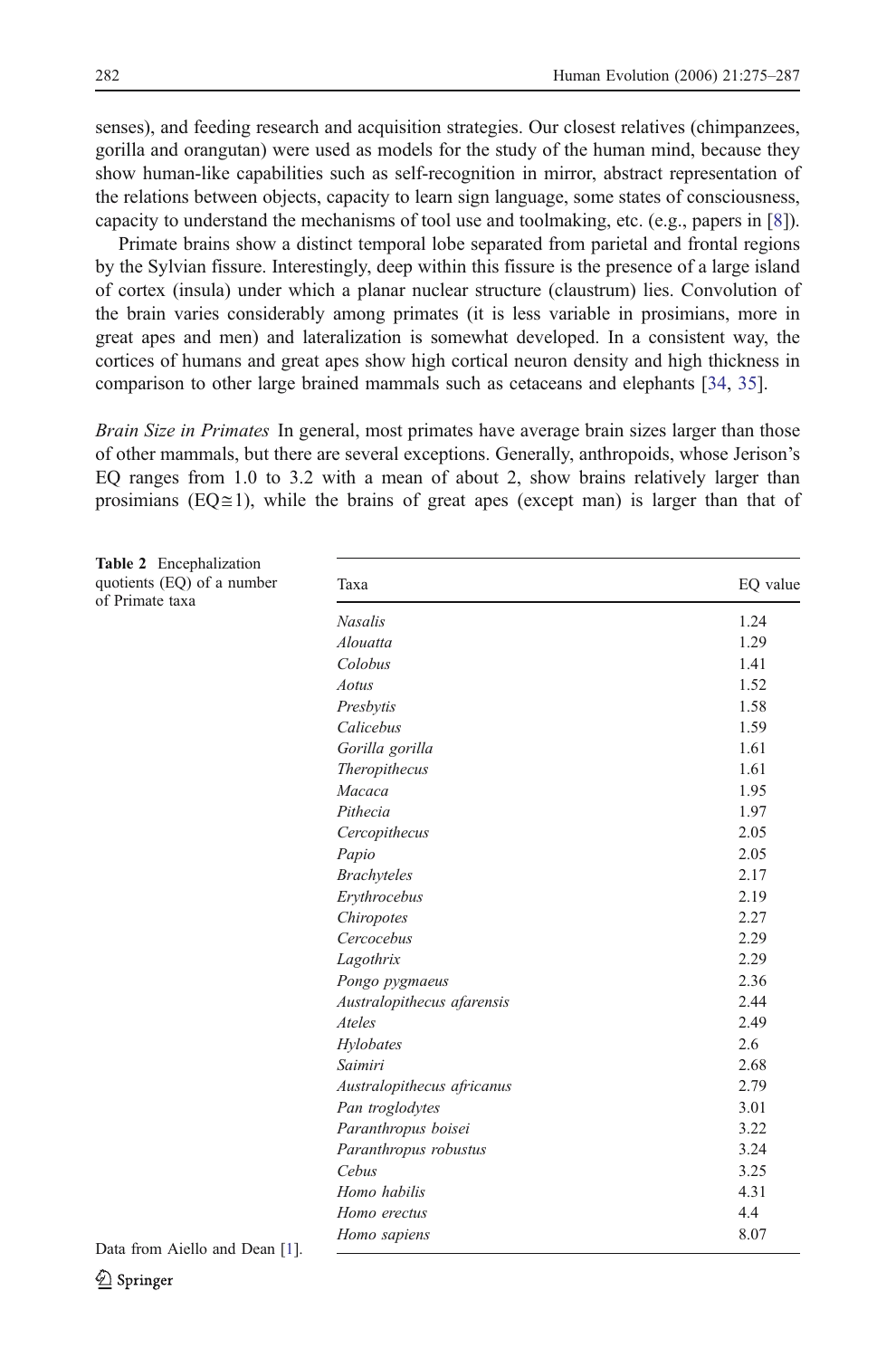senses), and feeding research and acquisition strategies. Our closest relatives (chimpanzees, gorilla and orangutan) were used as models for the study of the human mind, because they show human-like capabilities such as self-recognition in mirror, abstract representation of the relations between objects, capacity to learn sign language, some states of consciousness, capacity to understand the mechanisms of tool use and toolmaking, etc. (e.g., papers in [8]).

Primate brains show a distinct temporal lobe separated from parietal and frontal regions by the Sylvian fissure. Interestingly, deep within this fissure is the presence of a large island of cortex (insula) under which a planar nuclear structure (claustrum) lies. Convolution of the brain varies considerably among primates (it is less variable in prosimians, more in great apes and men) and lateralization is somewhat developed. In a consistent way, the cortices of humans and great apes show high cortical neuron density and high thickness in comparison to other large brained mammals such as cetaceans and elephants [34, 35].

*Brain Size in Primates* In general, most primates have average brain sizes larger than those of other mammals, but there are several exceptions. Generally, anthropoids, whose Jerison's EQ ranges from 1.0 to 3.2 with a mean of about 2, show brains relatively larger than prosimians (EQ≅1), while the brains of great apes (except man) is larger than that of

**Table 2** Encephalization quotients (EQ) of a number of Primate taxa

| Taxa | EQ value |
|---|---|
| *Nasalis* | 1.24 |
| *Alouatta* | 1.29 |
| *Colobus* | 1.41 |
| *Aotus* | 1.52 |
| *Presbytis* | 1.58 |
| *Calicebus* | 1.59 |
| *Gorilla gorilla* | 1.61 |
| *Theropithecus* | 1.61 |
| *Macaca* | 1.95 |
| *Pithecia* | 1.97 |
| *Cercopithecus* | 2.05 |
| *Papio* | 2.05 |
| *Brachyteles* | 2.17 |
| *Erythrocebus* | 2.19 |
| *Chiropotes* | 2.27 |
| *Cercocebus* | 2.29 |
| *Lagothrix* | 2.29 |
| *Pongo pygmaeus* | 2.36 |
| *Australopithecus afarensis* | 2.44 |
| *Ateles* | 2.49 |
| *Hylobates* | 2.6 |
| *Saimiri* | 2.68 |
| *Australopithecus africanus* | 2.79 |
| *Pan troglodytes* | 3.01 |
| *Paranthropus boisei* | 3.22 |
| *Paranthropus robustus* | 3.24 |
| *Cebus* | 3.25 |
| *Homo habilis* | 4.31 |
| *Homo erectus* | 4.4 |
| *Homo sapiens* | 8.07 |

Data from Aiello and Dean [1].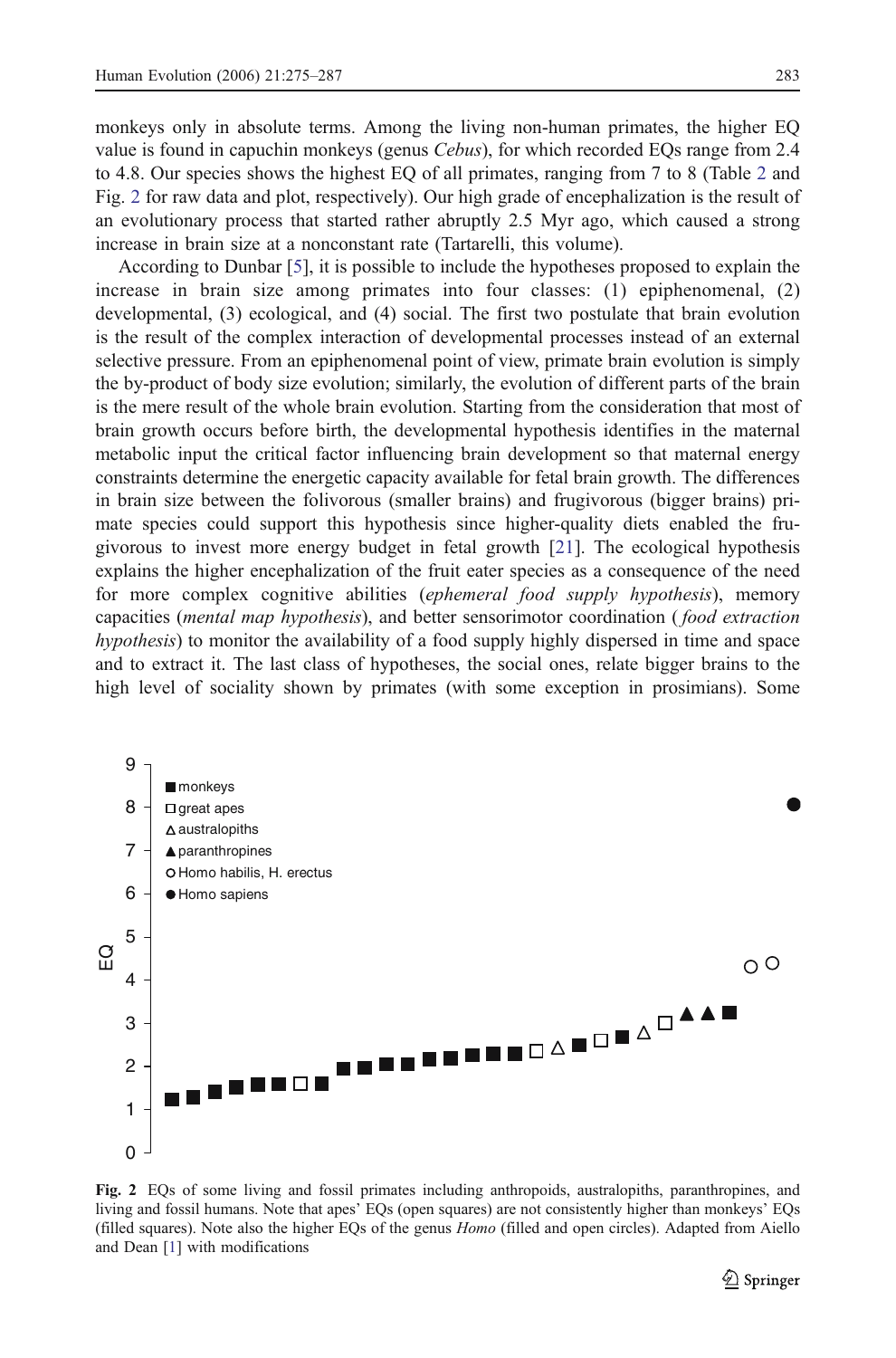monkeys only in absolute terms. Among the living non-human primates, the higher EQ value is found in capuchin monkeys (genus *Cebus*), for which recorded EQs range from 2.4 to 4.8. Our species shows the highest EQ of all primates, ranging from 7 to 8 (Table 2 and Fig. 2 for raw data and plot, respectively). Our high grade of encephalization is the result of an evolutionary process that started rather abruptly 2.5 Myr ago, which caused a strong increase in brain size at a nonconstant rate (Tartarelli, this volume).

According to Dunbar [5], it is possible to include the hypotheses proposed to explain the increase in brain size among primates into four classes: (1) epiphenomenal, (2) developmental, (3) ecological, and (4) social. The first two postulate that brain evolution is the result of the complex interaction of developmental processes instead of an external selective pressure. From an epiphenomenal point of view, primate brain evolution is simply the by-product of body size evolution; similarly, the evolution of different parts of the brain is the mere result of the whole brain evolution. Starting from the consideration that most of brain growth occurs before birth, the developmental hypothesis identifies in the maternal metabolic input the critical factor influencing brain development so that maternal energy constraints determine the energetic capacity available for fetal brain growth. The differences in brain size between the folivorous (smaller brains) and frugivorous (bigger brains) primate species could support this hypothesis since higher-quality diets enabled the frugivorous to invest more energy budget in fetal growth [21]. The ecological hypothesis explains the higher encephalization of the fruit eater species as a consequence of the need for more complex cognitive abilities (*ephemeral food supply hypothesis*), memory capacities (*mental map hypothesis*), and better sensorimotor coordination (*food extraction hypothesis*) to monitor the availability of a food supply highly dispersed in time and space and to extract it. The last class of hypotheses, the social ones, relate bigger brains to the high level of sociality shown by primates (with some exception in prosimians). Some

**Fig. 2** EQs of some living and fossil primates including anthropoids, australopiths, paranthropines, and living and fossil humans. Note that apes' EQs (open squares) are not consistently higher than monkeys' EQs (filled squares). Note also the higher EQs of the genus *Homo* (filled and open circles). Adapted from Aiello and Dean [1] with modifications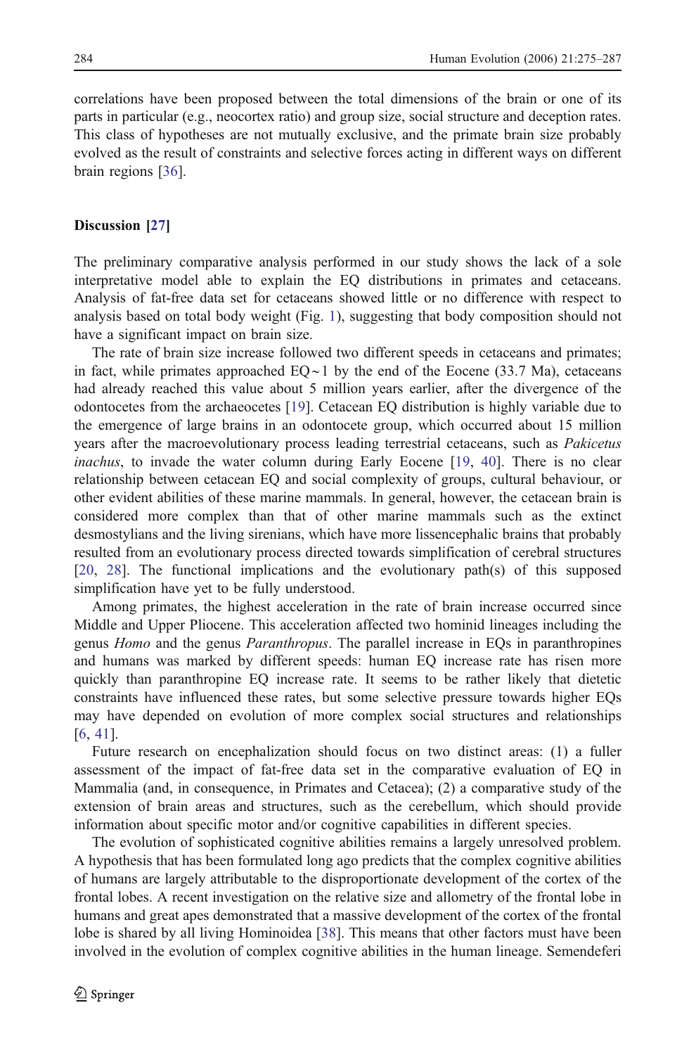correlations have been proposed between the total dimensions of the brain or one of its parts in particular (e.g., neocortex ratio) and group size, social structure and deception rates. This class of hypotheses are not mutually exclusive, and the primate brain size probably evolved as the result of constraints and selective forces acting in different ways on different brain regions [36].

## Discussion [27]

The preliminary comparative analysis performed in our study shows the lack of a sole interpretative model able to explain the EQ distributions in primates and cetaceans. Analysis of fat-free data set for cetaceans showed little or no difference with respect to analysis based on total body weight (Fig. 1), suggesting that body composition should not have a significant impact on brain size.

The rate of brain size increase followed two different speeds in cetaceans and primates; in fact, while primates approached EQ∼1 by the end of the Eocene (33.7 Ma), cetaceans had already reached this value about 5 million years earlier, after the divergence of the odontocetes from the archaeocetes [19]. Cetacean EQ distribution is highly variable due to the emergence of large brains in an odontocete group, which occurred about 15 million years after the macroevolutionary process leading terrestrial cetaceans, such as *Pakicetus inachus*, to invade the water column during Early Eocene [19, 40]. There is no clear relationship between cetacean EQ and social complexity of groups, cultural behaviour, or other evident abilities of these marine mammals. In general, however, the cetacean brain is considered more complex than that of other marine mammals such as the extinct desmostylians and the living sirenians, which have more lissencephalic brains that probably resulted from an evolutionary process directed towards simplification of cerebral structures [20, 28]. The functional implications and the evolutionary path(s) of this supposed simplification have yet to be fully understood.

Among primates, the highest acceleration in the rate of brain increase occurred since Middle and Upper Pliocene. This acceleration affected two hominid lineages including the genus *Homo* and the genus *Paranthropus*. The parallel increase in EQs in paranthropines and humans was marked by different speeds: human EQ increase rate has risen more quickly than paranthropine EQ increase rate. It seems to be rather likely that dietetic constraints have influenced these rates, but some selective pressure towards higher EQs may have depended on evolution of more complex social structures and relationships [6, 41].

Future research on encephalization should focus on two distinct areas: (1) a fuller assessment of the impact of fat-free data set in the comparative evaluation of EQ in Mammalia (and, in consequence, in Primates and Cetacea); (2) a comparative study of the extension of brain areas and structures, such as the cerebellum, which should provide information about specific motor and/or cognitive capabilities in different species.

The evolution of sophisticated cognitive abilities remains a largely unresolved problem. A hypothesis that has been formulated long ago predicts that the complex cognitive abilities of humans are largely attributable to the disproportionate development of the cortex of the frontal lobes. A recent investigation on the relative size and allometry of the frontal lobe in humans and great apes demonstrated that a massive development of the cortex of the frontal lobe is shared by all living Hominoidea [38]. This means that other factors must have been involved in the evolution of complex cognitive abilities in the human lineage. Semendeferi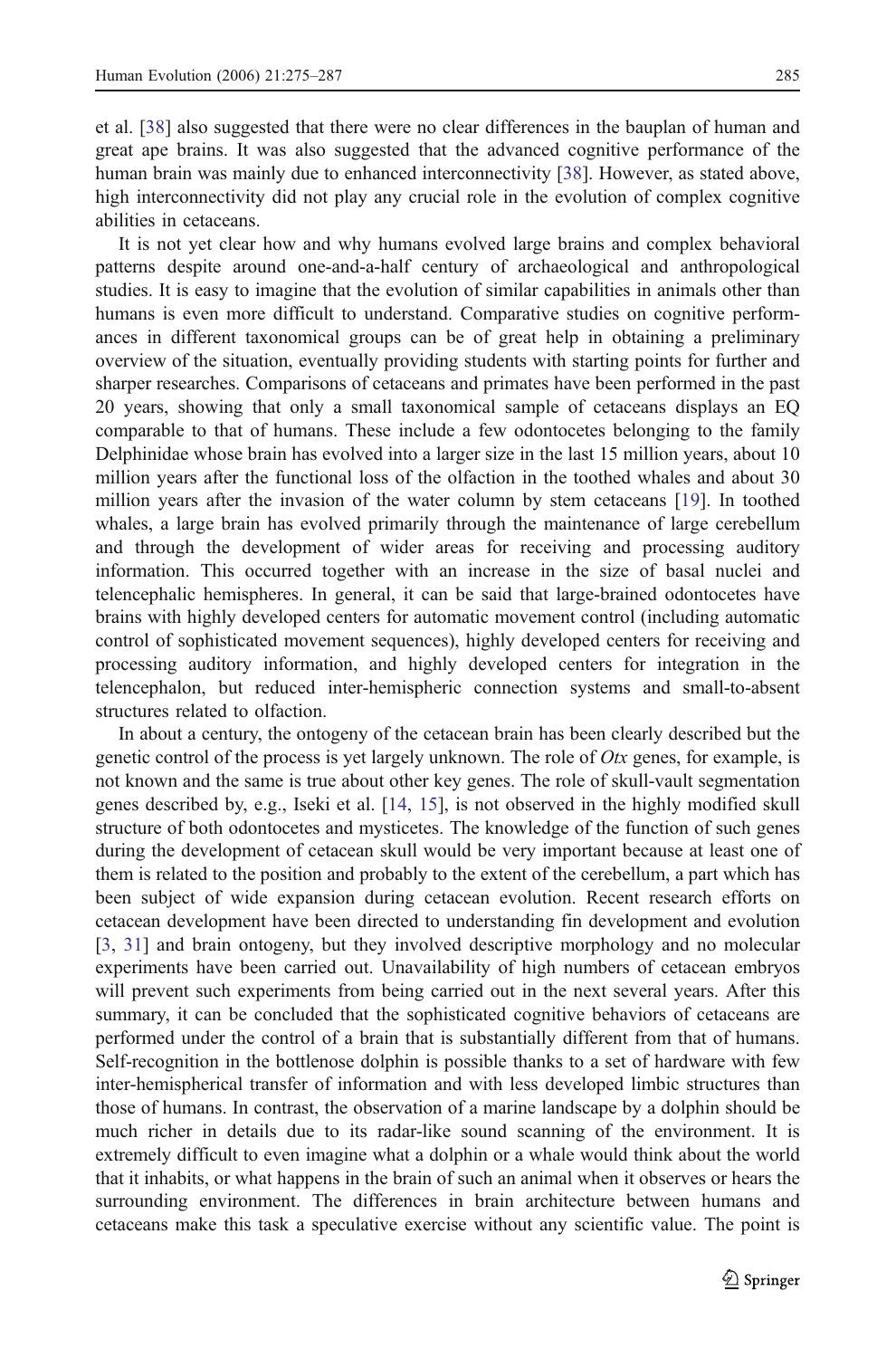et al. [38] also suggested that there were no clear differences in the bauplan of human and great ape brains. It was also suggested that the advanced cognitive performance of the human brain was mainly due to enhanced interconnectivity [38]. However, as stated above, high interconnectivity did not play any crucial role in the evolution of complex cognitive abilities in cetaceans.

It is not yet clear how and why humans evolved large brains and complex behavioral patterns despite around one-and-a-half century of archaeological and anthropological studies. It is easy to imagine that the evolution of similar capabilities in animals other than humans is even more difficult to understand. Comparative studies on cognitive performances in different taxonomical groups can be of great help in obtaining a preliminary overview of the situation, eventually providing students with starting points for further and sharper researches. Comparisons of cetaceans and primates have been performed in the past 20 years, showing that only a small taxonomical sample of cetaceans displays an EQ comparable to that of humans. These include a few odontocetes belonging to the family Delphinidae whose brain has evolved into a larger size in the last 15 million years, about 10 million years after the functional loss of the olfaction in the toothed whales and about 30 million years after the invasion of the water column by stem cetaceans [19]. In toothed whales, a large brain has evolved primarily through the maintenance of large cerebellum and through the development of wider areas for receiving and processing auditory information. This occurred together with an increase in the size of basal nuclei and telencephalic hemispheres. In general, it can be said that large-brained odontocetes have brains with highly developed centers for automatic movement control (including automatic control of sophisticated movement sequences), highly developed centers for receiving and processing auditory information, and highly developed centers for integration in the telencephalon, but reduced inter-hemispheric connection systems and small-to-absent structures related to olfaction.

In about a century, the ontogeny of the cetacean brain has been clearly described but the genetic control of the process is yet largely unknown. The role of *Otx* genes, for example, is not known and the same is true about other key genes. The role of skull-vault segmentation genes described by, e.g., Iseki et al. [14, 15], is not observed in the highly modified skull structure of both odontocetes and mysticetes. The knowledge of the function of such genes during the development of cetacean skull would be very important because at least one of them is related to the position and probably to the extent of the cerebellum, a part which has been subject of wide expansion during cetacean evolution. Recent research efforts on cetacean development have been directed to understanding fin development and evolution [3, 31] and brain ontogeny, but they involved descriptive morphology and no molecular experiments have been carried out. Unavailability of high numbers of cetacean embryos will prevent such experiments from being carried out in the next several years. After this summary, it can be concluded that the sophisticated cognitive behaviors of cetaceans are performed under the control of a brain that is substantially different from that of humans. Self-recognition in the bottlenose dolphin is possible thanks to a set of hardware with few inter-hemispherical transfer of information and with less developed limbic structures than those of humans. In contrast, the observation of a marine landscape by a dolphin should be much richer in details due to its radar-like sound scanning of the environment. It is extremely difficult to even imagine what a dolphin or a whale would think about the world that it inhabits, or what happens in the brain of such an animal when it observes or hears the surrounding environment. The differences in brain architecture between humans and cetaceans make this task a speculative exercise without any scientific value. The point is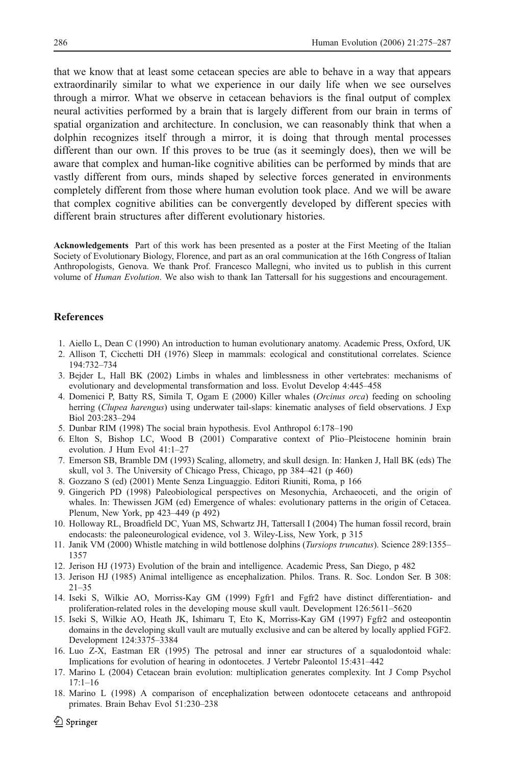that we know that at least some cetacean species are able to behave in a way that appears extraordinarily similar to what we experience in our daily life when we see ourselves through a mirror. What we observe in cetacean behaviors is the final output of complex neural activities performed by a brain that is largely different from our brain in terms of spatial organization and architecture. In conclusion, we can reasonably think that when a dolphin recognizes itself through a mirror, it is doing that through mental processes different than our own. If this proves to be true (as it seemingly does), then we will be aware that complex and human-like cognitive abilities can be performed by minds that are vastly different from ours, minds shaped by selective forces generated in environments completely different from those where human evolution took place. And we will be aware that complex cognitive abilities can be convergently developed by different species with different brain structures after different evolutionary histories.

**Acknowledgements** Part of this work has been presented as a poster at the First Meeting of the Italian Society of Evolutionary Biology, Florence, and part as an oral communication at the 16th Congress of Italian Anthropologists, Genova. We thank Prof. Francesco Mallegni, who invited us to publish in this current volume of *Human Evolution*. We also wish to thank Ian Tattersall for his suggestions and encouragement.

## References

1. Aiello L, Dean C (1990) An introduction to human evolutionary anatomy. Academic Press, Oxford, UK
2. Allison T, Cicchetti DH (1976) Sleep in mammals: ecological and constitutional correlates. Science 194:732–734
3. Bejder L, Hall BK (2002) Limbs in whales and limblessness in other vertebrates: mechanisms of evolutionary and developmental transformation and loss. Evolut Develop 4:445–458
4. Domenici P, Batty RS, Simila T, Ogam E (2000) Killer whales (*Orcinus orca*) feeding on schooling herring (*Clupea harengus*) using underwater tail-slaps: kinematic analyses of field observations. J Exp Biol 203:283–294
5. Dunbar RIM (1998) The social brain hypothesis. Evol Anthropol 6:178–190
6. Elton S, Bishop LC, Wood B (2001) Comparative context of Plio–Pleistocene hominin brain evolution. J Hum Evol 41:1–27
7. Emerson SB, Bramble DM (1993) Scaling, allometry, and skull design. In: Hanken J, Hall BK (eds) The skull, vol 3. The University of Chicago Press, Chicago, pp 384–421 (p 460)
8. Gozzano S (ed) (2001) Mente Senza Linguaggio. Editori Riuniti, Roma, p 166
9. Gingerich PD (1998) Paleobiological perspectives on Mesonychia, Archaeoceti, and the origin of whales. In: Thewissen JGM (ed) Emergence of whales: evolutionary patterns in the origin of Cetacea. Plenum, New York, pp 423–449 (p 492)
10. Holloway RL, Broadfield DC, Yuan MS, Schwartz JH, Tattersall I (2004) The human fossil record, brain endocasts: the paleoneurological evidence, vol 3. Wiley-Liss, New York, p 315
11. Janik VM (2000) Whistle matching in wild bottlenose dolphins (*Tursiops truncatus*). Science 289:1355–1357
12. Jerison HJ (1973) Evolution of the brain and intelligence. Academic Press, San Diego, p 482
13. Jerison HJ (1985) Animal intelligence as encephalization. Philos. Trans. R. Soc. London Ser. B 308: 21–35
14. Iseki S, Wilkie AO, Morriss-Kay GM (1999) Fgfr1 and Fgfr2 have distinct differentiation- and proliferation-related roles in the developing mouse skull vault. Development 126:5611–5620
15. Iseki S, Wilkie AO, Heath JK, Ishimaru T, Eto K, Morriss-Kay GM (1997) Fgfr2 and osteopontin domains in the developing skull vault are mutually exclusive and can be altered by locally applied FGF2. Development 124:3375–3384
16. Luo Z-X, Eastman ER (1995) The petrosal and inner ear structures of a squalodontoid whale: Implications for evolution of hearing in odontocetes. J Vertebr Paleontol 15:431–442
17. Marino L (2004) Cetacean brain evolution: multiplication generates complexity. Int J Comp Psychol 17:1–16
18. Marino L (1998) A comparison of encephalization between odontocete cetaceans and anthropoid primates. Brain Behav Evol 51:230–238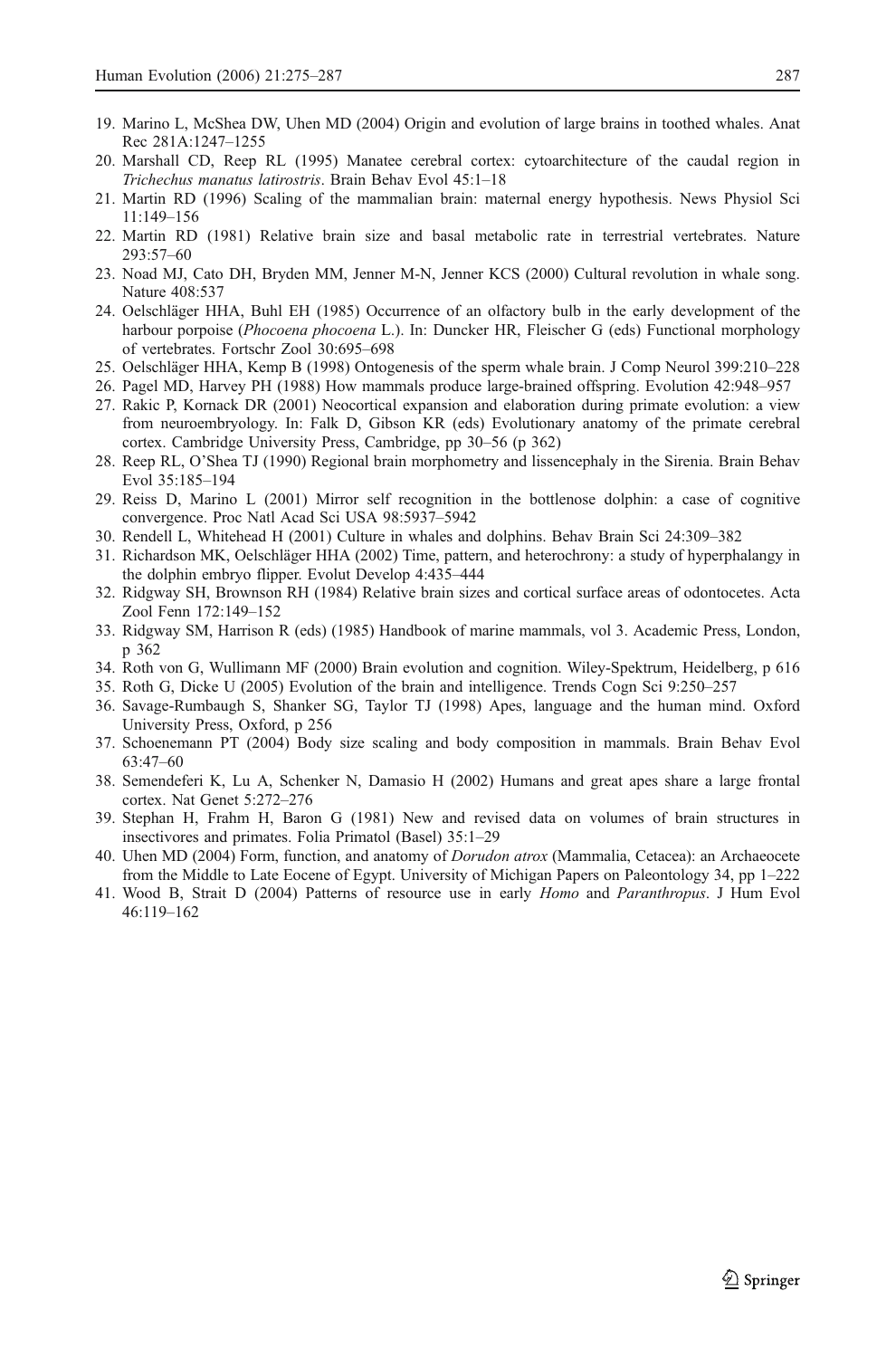19. Marino L, McShea DW, Uhen MD (2004) Origin and evolution of large brains in toothed whales. Anat Rec 281A:1247–1255
20. Marshall CD, Reep RL (1995) Manatee cerebral cortex: cytoarchitecture of the caudal region in *Trichechus manatus latirostris*. Brain Behav Evol 45:1–18
21. Martin RD (1996) Scaling of the mammalian brain: maternal energy hypothesis. News Physiol Sci 11:149–156
22. Martin RD (1981) Relative brain size and basal metabolic rate in terrestrial vertebrates. Nature 293:57–60
23. Noad MJ, Cato DH, Bryden MM, Jenner M-N, Jenner KCS (2000) Cultural revolution in whale song. Nature 408:537
24. Oelschläger HHA, Buhl EH (1985) Occurrence of an olfactory bulb in the early development of the harbour porpoise (*Phocoena phocoena* L.). In: Duncker HR, Fleischer G (eds) Functional morphology of vertebrates. Fortschr Zool 30:695–698
25. Oelschläger HHA, Kemp B (1998) Ontogenesis of the sperm whale brain. J Comp Neurol 399:210–228
26. Pagel MD, Harvey PH (1988) How mammals produce large-brained offspring. Evolution 42:948–957
27. Rakic P, Kornack DR (2001) Neocortical expansion and elaboration during primate evolution: a view from neuroembryology. In: Falk D, Gibson KR (eds) Evolutionary anatomy of the primate cerebral cortex. Cambridge University Press, Cambridge, pp 30–56 (p 362)
28. Reep RL, O'Shea TJ (1990) Regional brain morphometry and lissencephaly in the Sirenia. Brain Behav Evol 35:185–194
29. Reiss D, Marino L (2001) Mirror self recognition in the bottlenose dolphin: a case of cognitive convergence. Proc Natl Acad Sci USA 98:5937–5942
30. Rendell L, Whitehead H (2001) Culture in whales and dolphins. Behav Brain Sci 24:309–382
31. Richardson MK, Oelschläger HHA (2002) Time, pattern, and heterochrony: a study of hyperphalangy in the dolphin embryo flipper. Evolut Develop 4:435–444
32. Ridgway SH, Brownson RH (1984) Relative brain sizes and cortical surface areas of odontocetes. Acta Zool Fenn 172:149–152
33. Ridgway SM, Harrison R (eds) (1985) Handbook of marine mammals, vol 3. Academic Press, London, p 362
34. Roth von G, Wullimann MF (2000) Brain evolution and cognition. Wiley-Spektrum, Heidelberg, p 616
35. Roth G, Dicke U (2005) Evolution of the brain and intelligence. Trends Cogn Sci 9:250–257
36. Savage-Rumbaugh S, Shanker SG, Taylor TJ (1998) Apes, language and the human mind. Oxford University Press, Oxford, p 256
37. Schoenemann PT (2004) Body size scaling and body composition in mammals. Brain Behav Evol 63:47–60
38. Semendeferi K, Lu A, Schenker N, Damasio H (2002) Humans and great apes share a large frontal cortex. Nat Genet 5:272–276
39. Stephan H, Frahm H, Baron G (1981) New and revised data on volumes of brain structures in insectivores and primates. Folia Primatol (Basel) 35:1–29
40. Uhen MD (2004) Form, function, and anatomy of *Dorudon atrox* (Mammalia, Cetacea): an Archaeocete from the Middle to Late Eocene of Egypt. University of Michigan Papers on Paleontology 34, pp 1–222
41. Wood B, Strait D (2004) Patterns of resource use in early *Homo* and *Paranthropus*. J Hum Evol 46:119–162